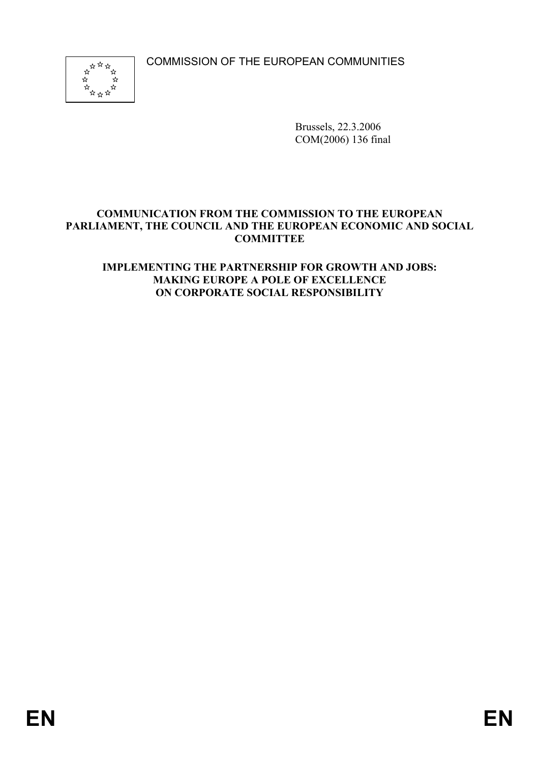COMMISSION OF THE EUROPEAN COMMUNITIES

Brussels, 22.3.2006
COM(2006) 136 final

**COMMUNICATION FROM THE COMMISSION TO THE EUROPEAN PARLIAMENT, THE COUNCIL AND THE EUROPEAN ECONOMIC AND SOCIAL COMMITTEE**

# IMPLEMENTING THE PARTNERSHIP FOR GROWTH AND JOBS: MAKING EUROPE A POLE OF EXCELLENCE ON CORPORATE SOCIAL RESPONSIBILITY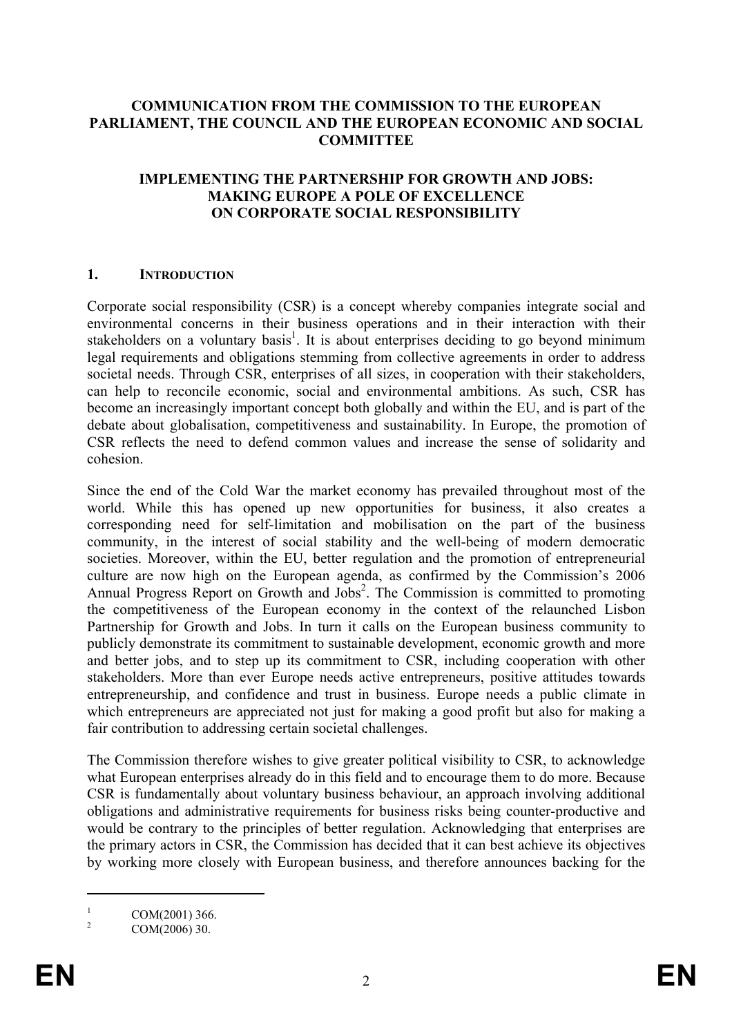**COMMUNICATION FROM THE COMMISSION TO THE EUROPEAN PARLIAMENT, THE COUNCIL AND THE EUROPEAN ECONOMIC AND SOCIAL COMMITTEE**

**IMPLEMENTING THE PARTNERSHIP FOR GROWTH AND JOBS: MAKING EUROPE A POLE OF EXCELLENCE ON CORPORATE SOCIAL RESPONSIBILITY**

## 1. INTRODUCTION

Corporate social responsibility (CSR) is a concept whereby companies integrate social and environmental concerns in their business operations and in their interaction with their stakeholders on a voluntary basis[1]. It is about enterprises deciding to go beyond minimum legal requirements and obligations stemming from collective agreements in order to address societal needs. Through CSR, enterprises of all sizes, in cooperation with their stakeholders, can help to reconcile economic, social and environmental ambitions. As such, CSR has become an increasingly important concept both globally and within the EU, and is part of the debate about globalisation, competitiveness and sustainability. In Europe, the promotion of CSR reflects the need to defend common values and increase the sense of solidarity and cohesion.

Since the end of the Cold War the market economy has prevailed throughout most of the world. While this has opened up new opportunities for business, it also creates a corresponding need for self-limitation and mobilisation on the part of the business community, in the interest of social stability and the well-being of modern democratic societies. Moreover, within the EU, better regulation and the promotion of entrepreneurial culture are now high on the European agenda, as confirmed by the Commission's 2006 Annual Progress Report on Growth and Jobs[2]. The Commission is committed to promoting the competitiveness of the European economy in the context of the relaunched Lisbon Partnership for Growth and Jobs. In turn it calls on the European business community to publicly demonstrate its commitment to sustainable development, economic growth and more and better jobs, and to step up its commitment to CSR, including cooperation with other stakeholders. More than ever Europe needs active entrepreneurs, positive attitudes towards entrepreneurship, and confidence and trust in business. Europe needs a public climate in which entrepreneurs are appreciated not just for making a good profit but also for making a fair contribution to addressing certain societal challenges.

The Commission therefore wishes to give greater political visibility to CSR, to acknowledge what European enterprises already do in this field and to encourage them to do more. Because CSR is fundamentally about voluntary business behaviour, an approach involving additional obligations and administrative requirements for business risks being counter-productive and would be contrary to the principles of better regulation. Acknowledging that enterprises are the primary actors in CSR, the Commission has decided that it can best achieve its objectives by working more closely with European business, and therefore announces backing for the

---

[1] COM(2001) 366.

[2] COM(2006) 30.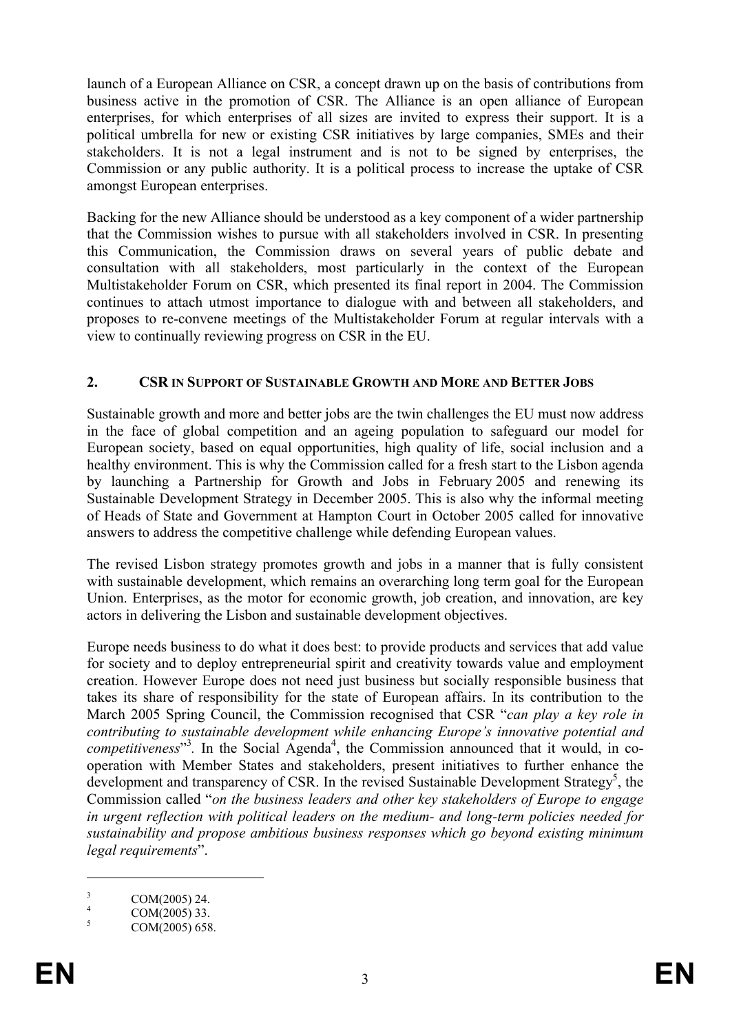launch of a European Alliance on CSR, a concept drawn up on the basis of contributions from business active in the promotion of CSR. The Alliance is an open alliance of European enterprises, for which enterprises of all sizes are invited to express their support. It is a political umbrella for new or existing CSR initiatives by large companies, SMEs and their stakeholders. It is not a legal instrument and is not to be signed by enterprises, the Commission or any public authority. It is a political process to increase the uptake of CSR amongst European enterprises.

Backing for the new Alliance should be understood as a key component of a wider partnership that the Commission wishes to pursue with all stakeholders involved in CSR. In presenting this Communication, the Commission draws on several years of public debate and consultation with all stakeholders, most particularly in the context of the European Multistakeholder Forum on CSR, which presented its final report in 2004. The Commission continues to attach utmost importance to dialogue with and between all stakeholders, and proposes to re-convene meetings of the Multistakeholder Forum at regular intervals with a view to continually reviewing progress on CSR in the EU.

## 2. CSR IN SUPPORT OF SUSTAINABLE GROWTH AND MORE AND BETTER JOBS

Sustainable growth and more and better jobs are the twin challenges the EU must now address in the face of global competition and an ageing population to safeguard our model for European society, based on equal opportunities, high quality of life, social inclusion and a healthy environment. This is why the Commission called for a fresh start to the Lisbon agenda by launching a Partnership for Growth and Jobs in February 2005 and renewing its Sustainable Development Strategy in December 2005. This is also why the informal meeting of Heads of State and Government at Hampton Court in October 2005 called for innovative answers to address the competitive challenge while defending European values.

The revised Lisbon strategy promotes growth and jobs in a manner that is fully consistent with sustainable development, which remains an overarching long term goal for the European Union. Enterprises, as the motor for economic growth, job creation, and innovation, are key actors in delivering the Lisbon and sustainable development objectives.

Europe needs business to do what it does best: to provide products and services that add value for society and to deploy entrepreneurial spirit and creativity towards value and employment creation. However Europe does not need just business but socially responsible business that takes its share of responsibility for the state of European affairs. In its contribution to the March 2005 Spring Council, the Commission recognised that CSR "*can play a key role in contributing to sustainable development while enhancing Europe's innovative potential and competitiveness*"[3]. In the Social Agenda[4], the Commission announced that it would, in co-operation with Member States and stakeholders, present initiatives to further enhance the development and transparency of CSR. In the revised Sustainable Development Strategy[5], the Commission called "*on the business leaders and other key stakeholders of Europe to engage in urgent reflection with political leaders on the medium- and long-term policies needed for sustainability and propose ambitious business responses which go beyond existing minimum legal requirements*".

---

[3] COM(2005) 24.

[4] COM(2005) 33.

[5] COM(2005) 658.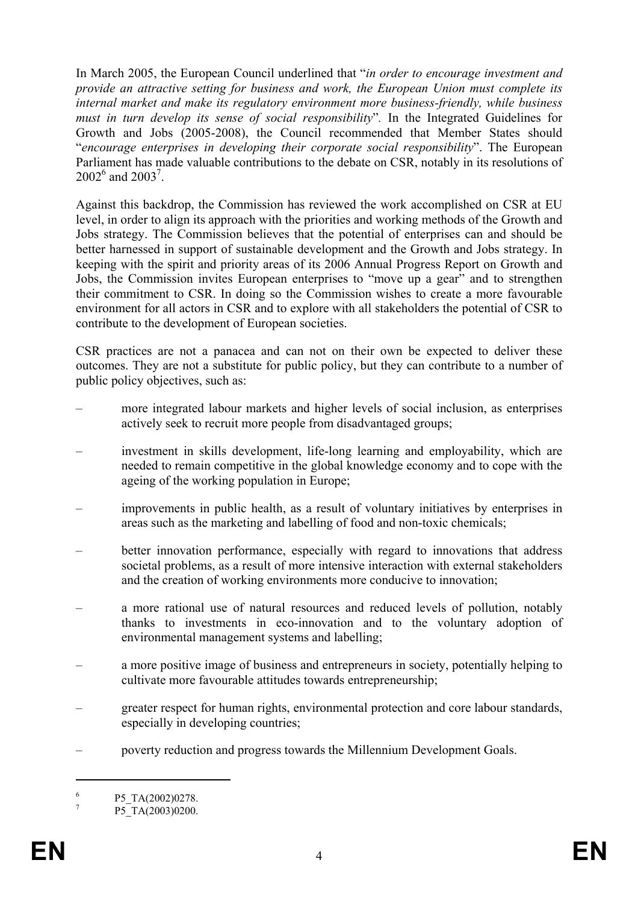In March 2005, the European Council underlined that "*in order to encourage investment and provide an attractive setting for business and work, the European Union must complete its internal market and make its regulatory environment more business-friendly, while business must in turn develop its sense of social responsibility*". In the Integrated Guidelines for Growth and Jobs (2005-2008), the Council recommended that Member States should "*encourage enterprises in developing their corporate social responsibility*". The European Parliament has made valuable contributions to the debate on CSR, notably in its resolutions of 2002[6] and 2003[7].

Against this backdrop, the Commission has reviewed the work accomplished on CSR at EU level, in order to align its approach with the priorities and working methods of the Growth and Jobs strategy. The Commission believes that the potential of enterprises can and should be better harnessed in support of sustainable development and the Growth and Jobs strategy. In keeping with the spirit and priority areas of its 2006 Annual Progress Report on Growth and Jobs, the Commission invites European enterprises to "move up a gear" and to strengthen their commitment to CSR. In doing so the Commission wishes to create a more favourable environment for all actors in CSR and to explore with all stakeholders the potential of CSR to contribute to the development of European societies.

CSR practices are not a panacea and can not on their own be expected to deliver these outcomes. They are not a substitute for public policy, but they can contribute to a number of public policy objectives, such as:

– more integrated labour markets and higher levels of social inclusion, as enterprises actively seek to recruit more people from disadvantaged groups;

– investment in skills development, life-long learning and employability, which are needed to remain competitive in the global knowledge economy and to cope with the ageing of the working population in Europe;

– improvements in public health, as a result of voluntary initiatives by enterprises in areas such as the marketing and labelling of food and non-toxic chemicals;

– better innovation performance, especially with regard to innovations that address societal problems, as a result of more intensive interaction with external stakeholders and the creation of working environments more conducive to innovation;

– a more rational use of natural resources and reduced levels of pollution, notably thanks to investments in eco-innovation and to the voluntary adoption of environmental management systems and labelling;

– a more positive image of business and entrepreneurs in society, potentially helping to cultivate more favourable attitudes towards entrepreneurship;

– greater respect for human rights, environmental protection and core labour standards, especially in developing countries;

– poverty reduction and progress towards the Millennium Development Goals.

---

[6] P5_TA(2002)0278.

[7] P5_TA(2003)0200.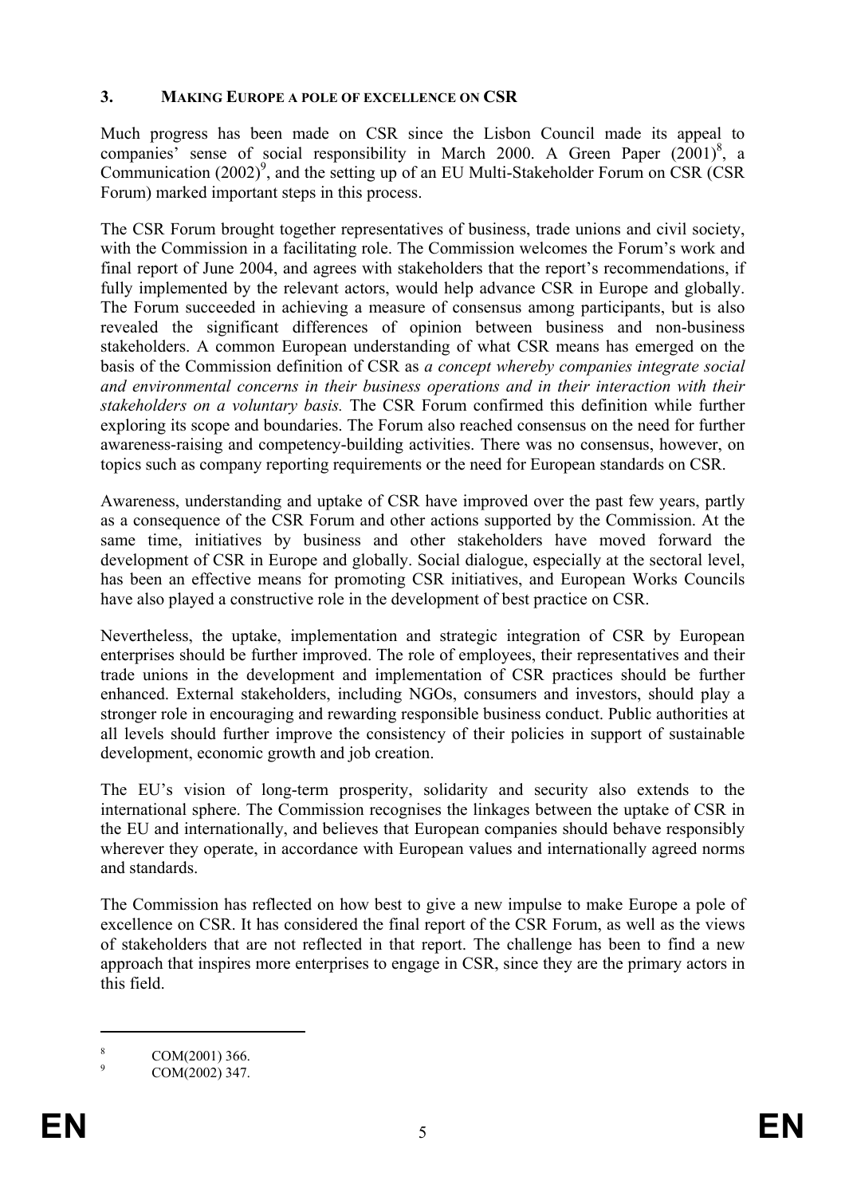## 3. MAKING EUROPE A POLE OF EXCELLENCE ON CSR

Much progress has been made on CSR since the Lisbon Council made its appeal to companies' sense of social responsibility in March 2000. A Green Paper (2001)[8], a Communication (2002)[9], and the setting up of an EU Multi-Stakeholder Forum on CSR (CSR Forum) marked important steps in this process.

The CSR Forum brought together representatives of business, trade unions and civil society, with the Commission in a facilitating role. The Commission welcomes the Forum's work and final report of June 2004, and agrees with stakeholders that the report's recommendations, if fully implemented by the relevant actors, would help advance CSR in Europe and globally. The Forum succeeded in achieving a measure of consensus among participants, but is also revealed the significant differences of opinion between business and non-business stakeholders. A common European understanding of what CSR means has emerged on the basis of the Commission definition of CSR as *a concept whereby companies integrate social and environmental concerns in their business operations and in their interaction with their stakeholders on a voluntary basis.* The CSR Forum confirmed this definition while further exploring its scope and boundaries. The Forum also reached consensus on the need for further awareness-raising and competency-building activities. There was no consensus, however, on topics such as company reporting requirements or the need for European standards on CSR.

Awareness, understanding and uptake of CSR have improved over the past few years, partly as a consequence of the CSR Forum and other actions supported by the Commission. At the same time, initiatives by business and other stakeholders have moved forward the development of CSR in Europe and globally. Social dialogue, especially at the sectoral level, has been an effective means for promoting CSR initiatives, and European Works Councils have also played a constructive role in the development of best practice on CSR.

Nevertheless, the uptake, implementation and strategic integration of CSR by European enterprises should be further improved. The role of employees, their representatives and their trade unions in the development and implementation of CSR practices should be further enhanced. External stakeholders, including NGOs, consumers and investors, should play a stronger role in encouraging and rewarding responsible business conduct. Public authorities at all levels should further improve the consistency of their policies in support of sustainable development, economic growth and job creation.

The EU's vision of long-term prosperity, solidarity and security also extends to the international sphere. The Commission recognises the linkages between the uptake of CSR in the EU and internationally, and believes that European companies should behave responsibly wherever they operate, in accordance with European values and internationally agreed norms and standards.

The Commission has reflected on how best to give a new impulse to make Europe a pole of excellence on CSR. It has considered the final report of the CSR Forum, as well as the views of stakeholders that are not reflected in that report. The challenge has been to find a new approach that inspires more enterprises to engage in CSR, since they are the primary actors in this field.

[8] COM(2001) 366.

[9] COM(2002) 347.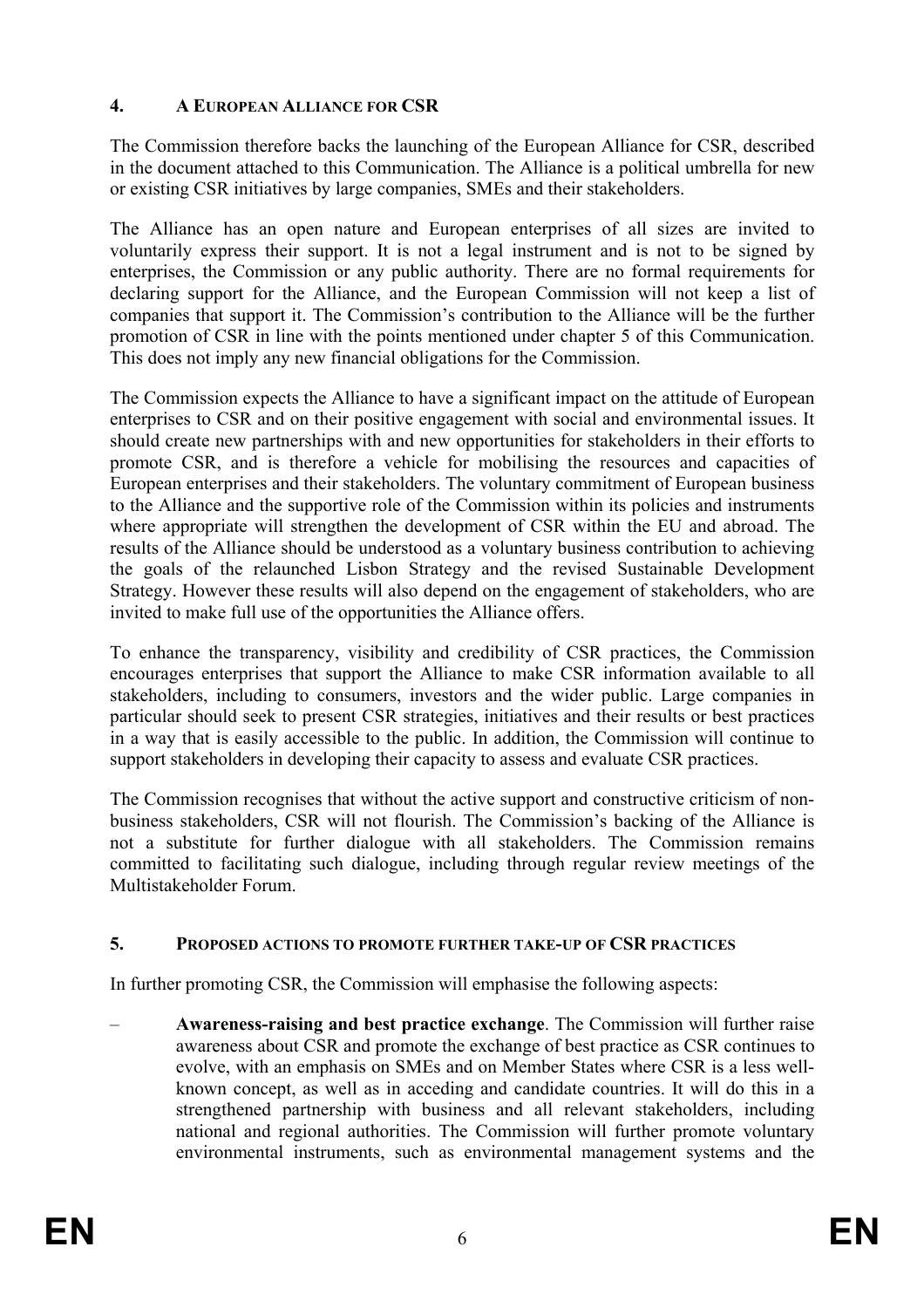## 4. A EUROPEAN ALLIANCE FOR CSR

The Commission therefore backs the launching of the European Alliance for CSR, described in the document attached to this Communication. The Alliance is a political umbrella for new or existing CSR initiatives by large companies, SMEs and their stakeholders.

The Alliance has an open nature and European enterprises of all sizes are invited to voluntarily express their support. It is not a legal instrument and is not to be signed by enterprises, the Commission or any public authority. There are no formal requirements for declaring support for the Alliance, and the European Commission will not keep a list of companies that support it. The Commission's contribution to the Alliance will be the further promotion of CSR in line with the points mentioned under chapter 5 of this Communication. This does not imply any new financial obligations for the Commission.

The Commission expects the Alliance to have a significant impact on the attitude of European enterprises to CSR and on their positive engagement with social and environmental issues. It should create new partnerships with and new opportunities for stakeholders in their efforts to promote CSR, and is therefore a vehicle for mobilising the resources and capacities of European enterprises and their stakeholders. The voluntary commitment of European business to the Alliance and the supportive role of the Commission within its policies and instruments where appropriate will strengthen the development of CSR within the EU and abroad. The results of the Alliance should be understood as a voluntary business contribution to achieving the goals of the relaunched Lisbon Strategy and the revised Sustainable Development Strategy. However these results will also depend on the engagement of stakeholders, who are invited to make full use of the opportunities the Alliance offers.

To enhance the transparency, visibility and credibility of CSR practices, the Commission encourages enterprises that support the Alliance to make CSR information available to all stakeholders, including to consumers, investors and the wider public. Large companies in particular should seek to present CSR strategies, initiatives and their results or best practices in a way that is easily accessible to the public. In addition, the Commission will continue to support stakeholders in developing their capacity to assess and evaluate CSR practices.

The Commission recognises that without the active support and constructive criticism of non-business stakeholders, CSR will not flourish. The Commission's backing of the Alliance is not a substitute for further dialogue with all stakeholders. The Commission remains committed to facilitating such dialogue, including through regular review meetings of the Multistakeholder Forum.

## 5. PROPOSED ACTIONS TO PROMOTE FURTHER TAKE-UP OF CSR PRACTICES

In further promoting CSR, the Commission will emphasise the following aspects:

– **Awareness-raising and best practice exchange**. The Commission will further raise awareness about CSR and promote the exchange of best practice as CSR continues to evolve, with an emphasis on SMEs and on Member States where CSR is a less well-known concept, as well as in acceding and candidate countries. It will do this in a strengthened partnership with business and all relevant stakeholders, including national and regional authorities. The Commission will further promote voluntary environmental instruments, such as environmental management systems and the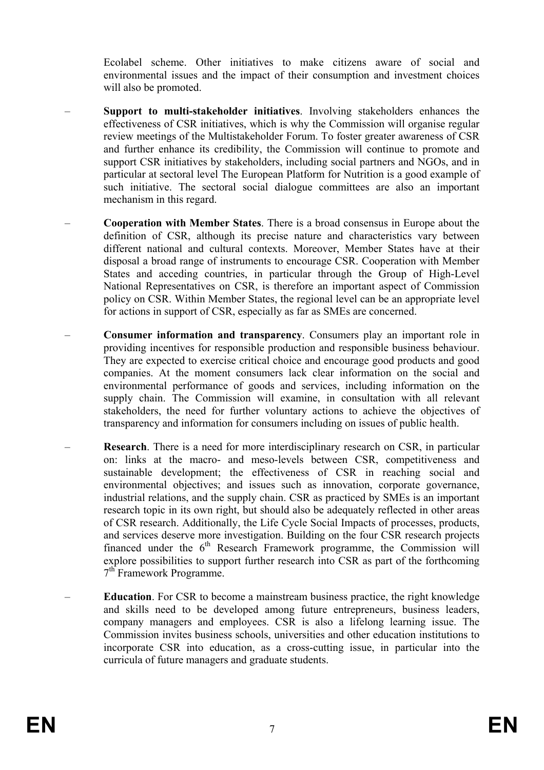Ecolabel scheme. Other initiatives to make citizens aware of social and environmental issues and the impact of their consumption and investment choices will also be promoted.

- **Support to multi-stakeholder initiatives**. Involving stakeholders enhances the effectiveness of CSR initiatives, which is why the Commission will organise regular review meetings of the Multistakeholder Forum. To foster greater awareness of CSR and further enhance its credibility, the Commission will continue to promote and support CSR initiatives by stakeholders, including social partners and NGOs, and in particular at sectoral level The European Platform for Nutrition is a good example of such initiative. The sectoral social dialogue committees are also an important mechanism in this regard.

- **Cooperation with Member States**. There is a broad consensus in Europe about the definition of CSR, although its precise nature and characteristics vary between different national and cultural contexts. Moreover, Member States have at their disposal a broad range of instruments to encourage CSR. Cooperation with Member States and acceding countries, in particular through the Group of High-Level National Representatives on CSR, is therefore an important aspect of Commission policy on CSR. Within Member States, the regional level can be an appropriate level for actions in support of CSR, especially as far as SMEs are concerned.

- **Consumer information and transparency**. Consumers play an important role in providing incentives for responsible production and responsible business behaviour. They are expected to exercise critical choice and encourage good products and good companies. At the moment consumers lack clear information on the social and environmental performance of goods and services, including information on the supply chain. The Commission will examine, in consultation with all relevant stakeholders, the need for further voluntary actions to achieve the objectives of transparency and information for consumers including on issues of public health.

- **Research**. There is a need for more interdisciplinary research on CSR, in particular on: links at the macro- and meso-levels between CSR, competitiveness and sustainable development; the effectiveness of CSR in reaching social and environmental objectives; and issues such as innovation, corporate governance, industrial relations, and the supply chain. CSR as practiced by SMEs is an important research topic in its own right, but should also be adequately reflected in other areas of CSR research. Additionally, the Life Cycle Social Impacts of processes, products, and services deserve more investigation. Building on the four CSR research projects financed under the 6th Research Framework programme, the Commission will explore possibilities to support further research into CSR as part of the forthcoming 7th Framework Programme.

- **Education**. For CSR to become a mainstream business practice, the right knowledge and skills need to be developed among future entrepreneurs, business leaders, company managers and employees. CSR is also a lifelong learning issue. The Commission invites business schools, universities and other education institutions to incorporate CSR into education, as a cross-cutting issue, in particular into the curricula of future managers and graduate students.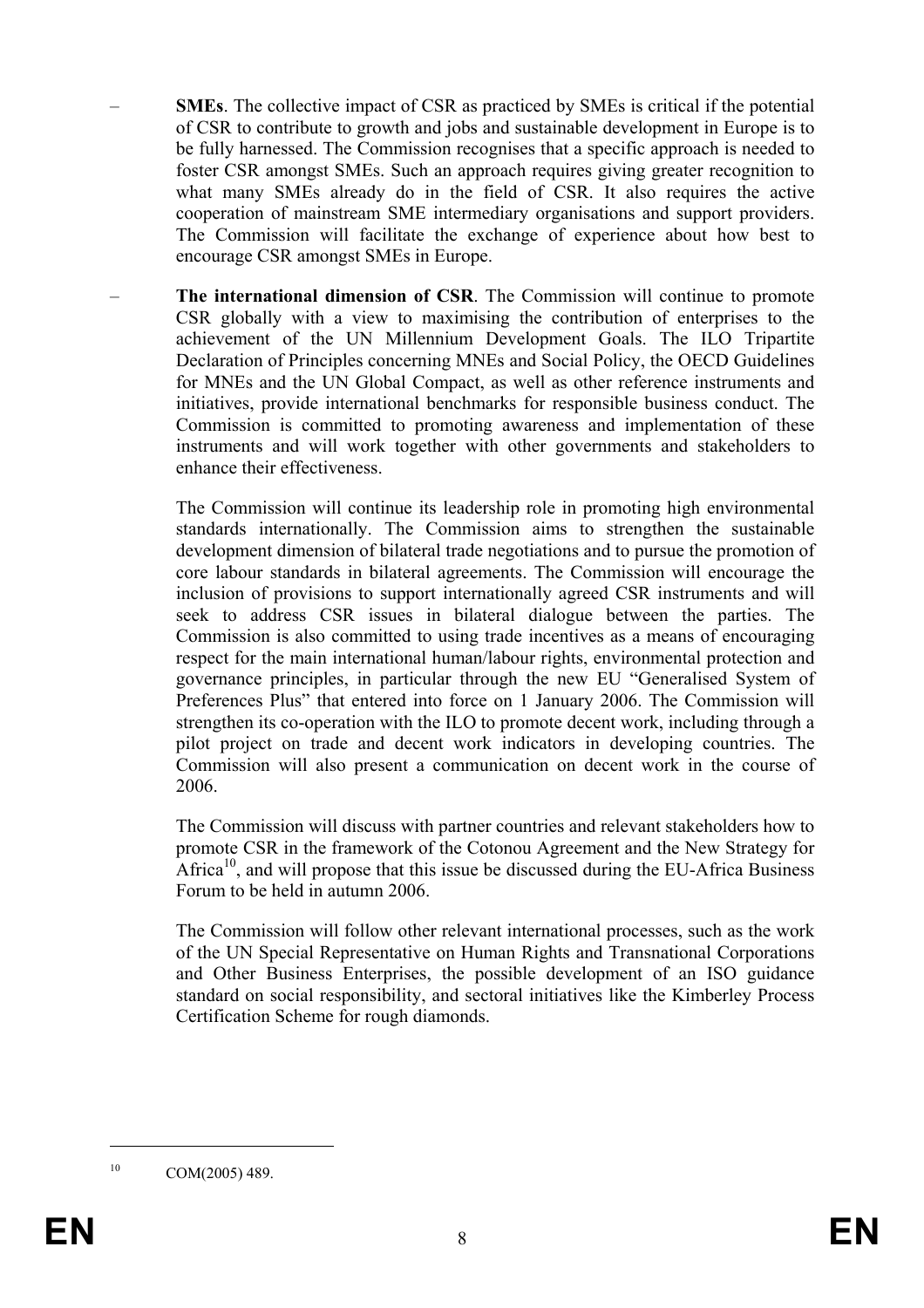- **SMEs**. The collective impact of CSR as practiced by SMEs is critical if the potential of CSR to contribute to growth and jobs and sustainable development in Europe is to be fully harnessed. The Commission recognises that a specific approach is needed to foster CSR amongst SMEs. Such an approach requires giving greater recognition to what many SMEs already do in the field of CSR. It also requires the active cooperation of mainstream SME intermediary organisations and support providers. The Commission will facilitate the exchange of experience about how best to encourage CSR amongst SMEs in Europe.

- **The international dimension of CSR**. The Commission will continue to promote CSR globally with a view to maximising the contribution of enterprises to the achievement of the UN Millennium Development Goals. The ILO Tripartite Declaration of Principles concerning MNEs and Social Policy, the OECD Guidelines for MNEs and the UN Global Compact, as well as other reference instruments and initiatives, provide international benchmarks for responsible business conduct. The Commission is committed to promoting awareness and implementation of these instruments and will work together with other governments and stakeholders to enhance their effectiveness.

  The Commission will continue its leadership role in promoting high environmental standards internationally. The Commission aims to strengthen the sustainable development dimension of bilateral trade negotiations and to pursue the promotion of core labour standards in bilateral agreements. The Commission will encourage the inclusion of provisions to support internationally agreed CSR instruments and will seek to address CSR issues in bilateral dialogue between the parties. The Commission is also committed to using trade incentives as a means of encouraging respect for the main international human/labour rights, environmental protection and governance principles, in particular through the new EU "Generalised System of Preferences Plus" that entered into force on 1 January 2006. The Commission will strengthen its co-operation with the ILO to promote decent work, including through a pilot project on trade and decent work indicators in developing countries. The Commission will also present a communication on decent work in the course of 2006.

  The Commission will discuss with partner countries and relevant stakeholders how to promote CSR in the framework of the Cotonou Agreement and the New Strategy for Africa[10], and will propose that this issue be discussed during the EU-Africa Business Forum to be held in autumn 2006.

  The Commission will follow other relevant international processes, such as the work of the UN Special Representative on Human Rights and Transnational Corporations and Other Business Enterprises, the possible development of an ISO guidance standard on social responsibility, and sectoral initiatives like the Kimberley Process Certification Scheme for rough diamonds.

[10] COM(2005) 489.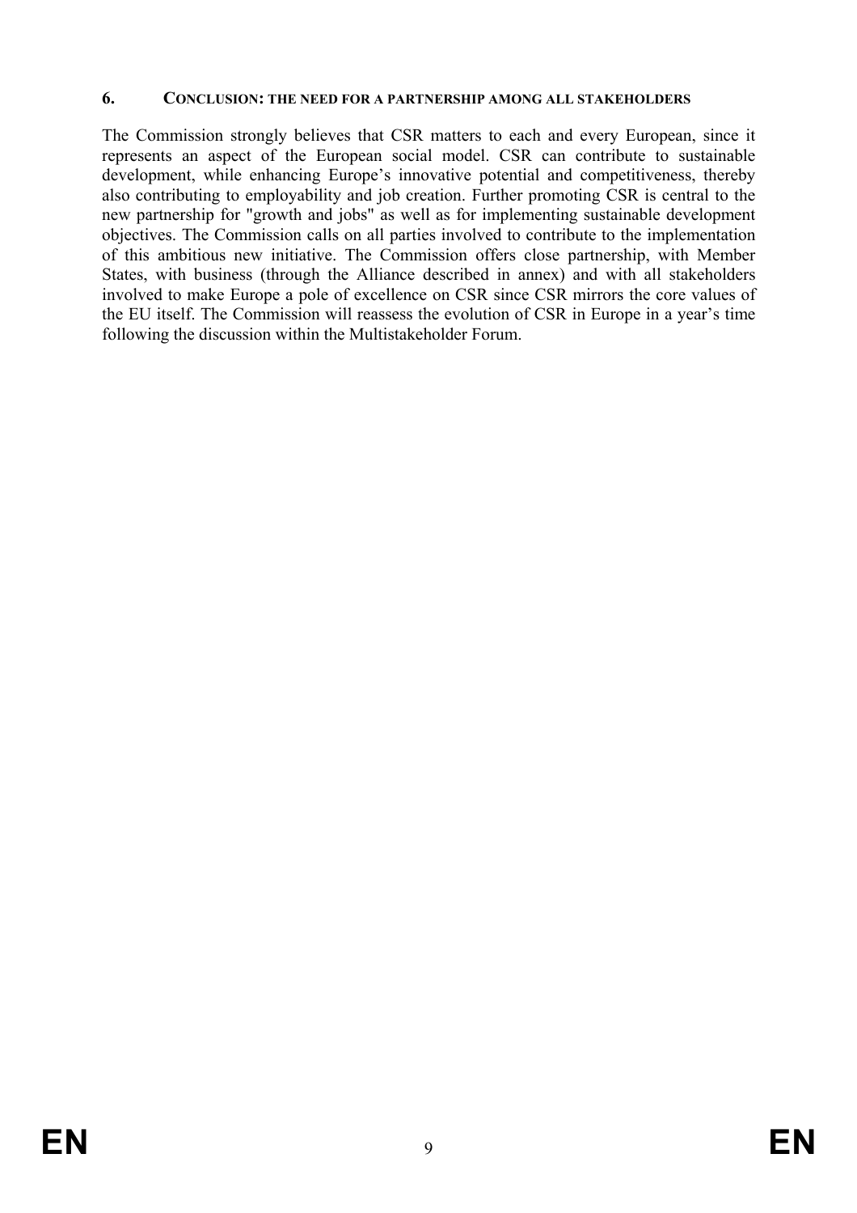## 6. CONCLUSION: THE NEED FOR A PARTNERSHIP AMONG ALL STAKEHOLDERS

The Commission strongly believes that CSR matters to each and every European, since it represents an aspect of the European social model. CSR can contribute to sustainable development, while enhancing Europe's innovative potential and competitiveness, thereby also contributing to employability and job creation. Further promoting CSR is central to the new partnership for "growth and jobs" as well as for implementing sustainable development objectives. The Commission calls on all parties involved to contribute to the implementation of this ambitious new initiative. The Commission offers close partnership, with Member States, with business (through the Alliance described in annex) and with all stakeholders involved to make Europe a pole of excellence on CSR since CSR mirrors the core values of the EU itself. The Commission will reassess the evolution of CSR in Europe in a year's time following the discussion within the Multistakeholder Forum.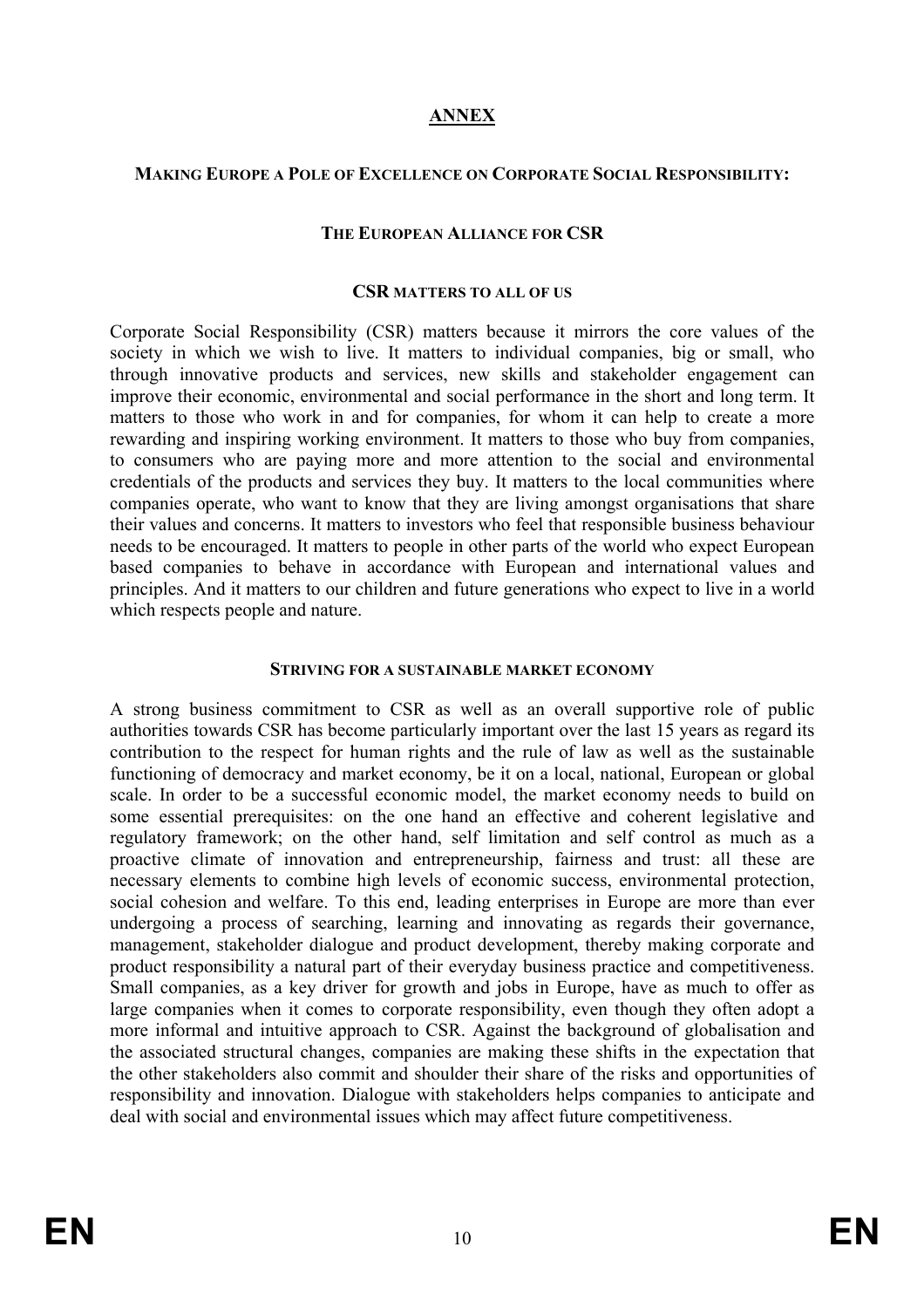# ANNEX

## MAKING EUROPE A POLE OF EXCELLENCE ON CORPORATE SOCIAL RESPONSIBILITY:

## THE EUROPEAN ALLIANCE FOR CSR

### CSR MATTERS TO ALL OF US

Corporate Social Responsibility (CSR) matters because it mirrors the core values of the society in which we wish to live. It matters to individual companies, big or small, who through innovative products and services, new skills and stakeholder engagement can improve their economic, environmental and social performance in the short and long term. It matters to those who work in and for companies, for whom it can help to create a more rewarding and inspiring working environment. It matters to those who buy from companies, to consumers who are paying more and more attention to the social and environmental credentials of the products and services they buy. It matters to the local communities where companies operate, who want to know that they are living amongst organisations that share their values and concerns. It matters to investors who feel that responsible business behaviour needs to be encouraged. It matters to people in other parts of the world who expect European based companies to behave in accordance with European and international values and principles. And it matters to our children and future generations who expect to live in a world which respects people and nature.

### STRIVING FOR A SUSTAINABLE MARKET ECONOMY

A strong business commitment to CSR as well as an overall supportive role of public authorities towards CSR has become particularly important over the last 15 years as regard its contribution to the respect for human rights and the rule of law as well as the sustainable functioning of democracy and market economy, be it on a local, national, European or global scale. In order to be a successful economic model, the market economy needs to build on some essential prerequisites: on the one hand an effective and coherent legislative and regulatory framework; on the other hand, self limitation and self control as much as a proactive climate of innovation and entrepreneurship, fairness and trust: all these are necessary elements to combine high levels of economic success, environmental protection, social cohesion and welfare. To this end, leading enterprises in Europe are more than ever undergoing a process of searching, learning and innovating as regards their governance, management, stakeholder dialogue and product development, thereby making corporate and product responsibility a natural part of their everyday business practice and competitiveness. Small companies, as a key driver for growth and jobs in Europe, have as much to offer as large companies when it comes to corporate responsibility, even though they often adopt a more informal and intuitive approach to CSR. Against the background of globalisation and the associated structural changes, companies are making these shifts in the expectation that the other stakeholders also commit and shoulder their share of the risks and opportunities of responsibility and innovation. Dialogue with stakeholders helps companies to anticipate and deal with social and environmental issues which may affect future competitiveness.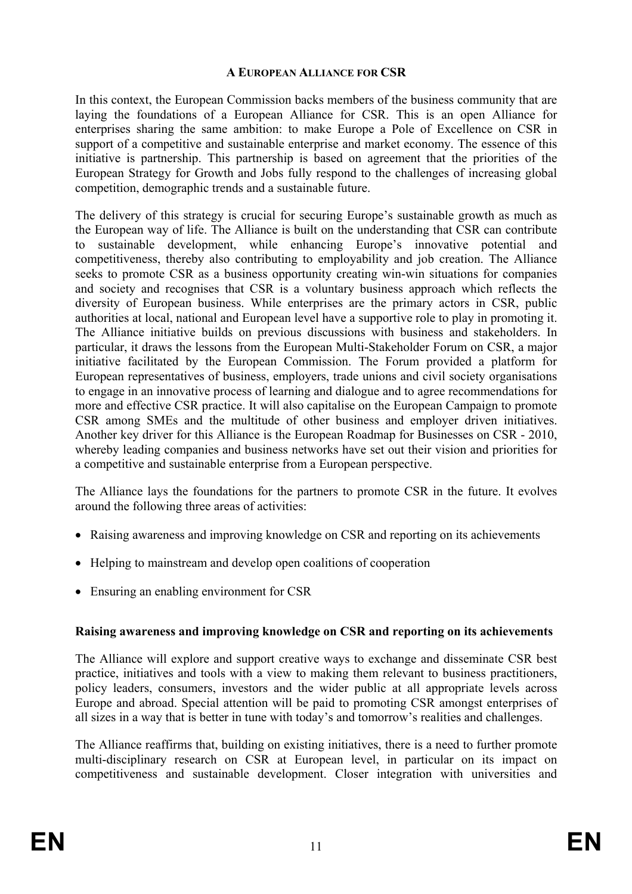## A EUROPEAN ALLIANCE FOR CSR

In this context, the European Commission backs members of the business community that are laying the foundations of a European Alliance for CSR. This is an open Alliance for enterprises sharing the same ambition: to make Europe a Pole of Excellence on CSR in support of a competitive and sustainable enterprise and market economy. The essence of this initiative is partnership. This partnership is based on agreement that the priorities of the European Strategy for Growth and Jobs fully respond to the challenges of increasing global competition, demographic trends and a sustainable future.

The delivery of this strategy is crucial for securing Europe's sustainable growth as much as the European way of life. The Alliance is built on the understanding that CSR can contribute to sustainable development, while enhancing Europe's innovative potential and competitiveness, thereby also contributing to employability and job creation. The Alliance seeks to promote CSR as a business opportunity creating win-win situations for companies and society and recognises that CSR is a voluntary business approach which reflects the diversity of European business. While enterprises are the primary actors in CSR, public authorities at local, national and European level have a supportive role to play in promoting it. The Alliance initiative builds on previous discussions with business and stakeholders. In particular, it draws the lessons from the European Multi-Stakeholder Forum on CSR, a major initiative facilitated by the European Commission. The Forum provided a platform for European representatives of business, employers, trade unions and civil society organisations to engage in an innovative process of learning and dialogue and to agree recommendations for more and effective CSR practice. It will also capitalise on the European Campaign to promote CSR among SMEs and the multitude of other business and employer driven initiatives. Another key driver for this Alliance is the European Roadmap for Businesses on CSR - 2010, whereby leading companies and business networks have set out their vision and priorities for a competitive and sustainable enterprise from a European perspective.

The Alliance lays the foundations for the partners to promote CSR in the future. It evolves around the following three areas of activities:

- Raising awareness and improving knowledge on CSR and reporting on its achievements
- Helping to mainstream and develop open coalitions of cooperation
- Ensuring an enabling environment for CSR

**Raising awareness and improving knowledge on CSR and reporting on its achievements**

The Alliance will explore and support creative ways to exchange and disseminate CSR best practice, initiatives and tools with a view to making them relevant to business practitioners, policy leaders, consumers, investors and the wider public at all appropriate levels across Europe and abroad. Special attention will be paid to promoting CSR amongst enterprises of all sizes in a way that is better in tune with today's and tomorrow's realities and challenges.

The Alliance reaffirms that, building on existing initiatives, there is a need to further promote multi-disciplinary research on CSR at European level, in particular on its impact on competitiveness and sustainable development. Closer integration with universities and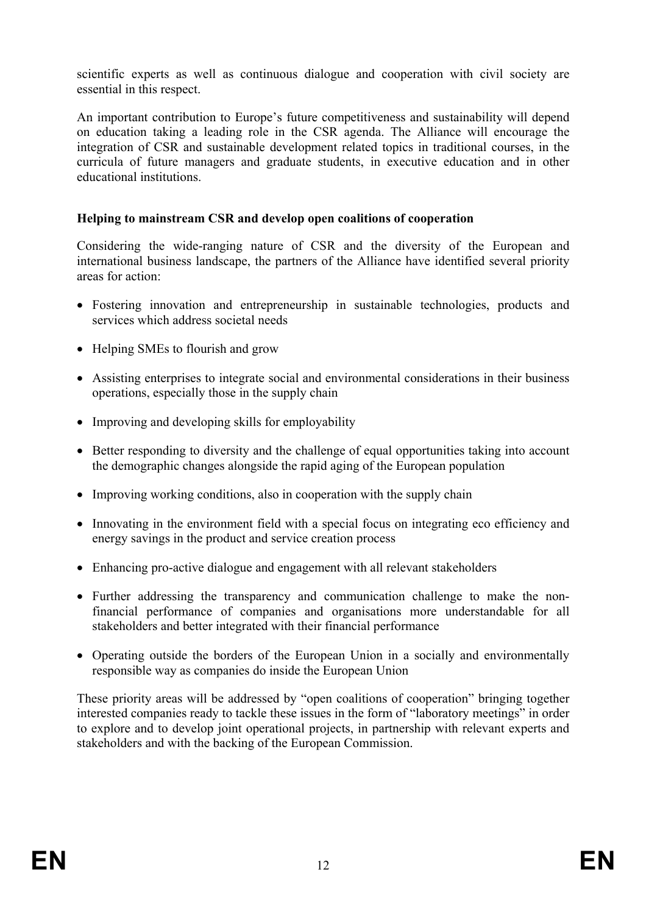scientific experts as well as continuous dialogue and cooperation with civil society are essential in this respect.

An important contribution to Europe's future competitiveness and sustainability will depend on education taking a leading role in the CSR agenda. The Alliance will encourage the integration of CSR and sustainable development related topics in traditional courses, in the curricula of future managers and graduate students, in executive education and in other educational institutions.

**Helping to mainstream CSR and develop open coalitions of cooperation**

Considering the wide-ranging nature of CSR and the diversity of the European and international business landscape, the partners of the Alliance have identified several priority areas for action:

- Fostering innovation and entrepreneurship in sustainable technologies, products and services which address societal needs
- Helping SMEs to flourish and grow
- Assisting enterprises to integrate social and environmental considerations in their business operations, especially those in the supply chain
- Improving and developing skills for employability
- Better responding to diversity and the challenge of equal opportunities taking into account the demographic changes alongside the rapid aging of the European population
- Improving working conditions, also in cooperation with the supply chain
- Innovating in the environment field with a special focus on integrating eco efficiency and energy savings in the product and service creation process
- Enhancing pro-active dialogue and engagement with all relevant stakeholders
- Further addressing the transparency and communication challenge to make the non-financial performance of companies and organisations more understandable for all stakeholders and better integrated with their financial performance
- Operating outside the borders of the European Union in a socially and environmentally responsible way as companies do inside the European Union

These priority areas will be addressed by "open coalitions of cooperation" bringing together interested companies ready to tackle these issues in the form of "laboratory meetings" in order to explore and to develop joint operational projects, in partnership with relevant experts and stakeholders and with the backing of the European Commission.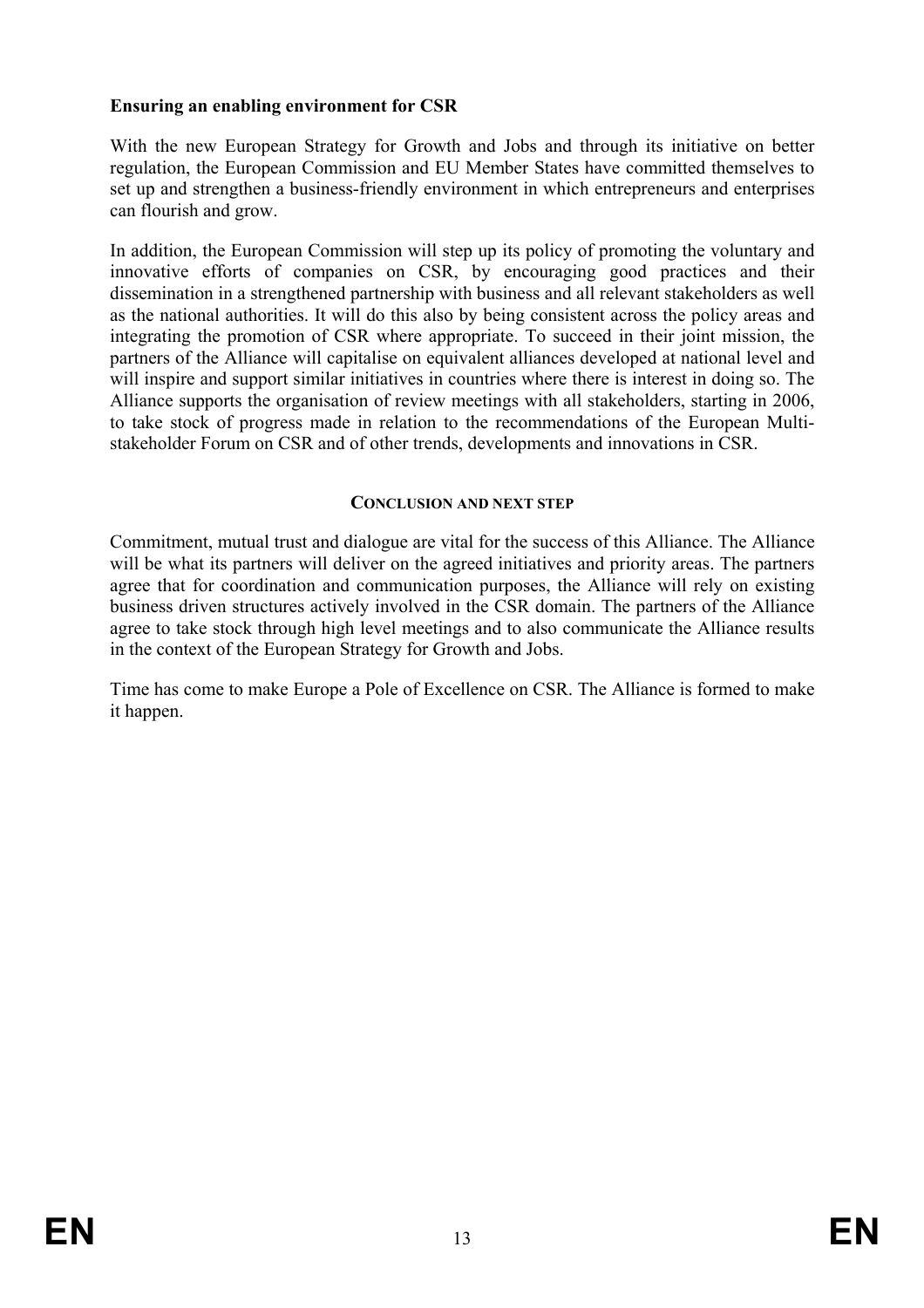**Ensuring an enabling environment for CSR**

With the new European Strategy for Growth and Jobs and through its initiative on better regulation, the European Commission and EU Member States have committed themselves to set up and strengthen a business-friendly environment in which entrepreneurs and enterprises can flourish and grow.

In addition, the European Commission will step up its policy of promoting the voluntary and innovative efforts of companies on CSR, by encouraging good practices and their dissemination in a strengthened partnership with business and all relevant stakeholders as well as the national authorities. It will do this also by being consistent across the policy areas and integrating the promotion of CSR where appropriate. To succeed in their joint mission, the partners of the Alliance will capitalise on equivalent alliances developed at national level and will inspire and support similar initiatives in countries where there is interest in doing so. The Alliance supports the organisation of review meetings with all stakeholders, starting in 2006, to take stock of progress made in relation to the recommendations of the European Multi-stakeholder Forum on CSR and of other trends, developments and innovations in CSR.

## CONCLUSION AND NEXT STEP

Commitment, mutual trust and dialogue are vital for the success of this Alliance. The Alliance will be what its partners will deliver on the agreed initiatives and priority areas. The partners agree that for coordination and communication purposes, the Alliance will rely on existing business driven structures actively involved in the CSR domain. The partners of the Alliance agree to take stock through high level meetings and to also communicate the Alliance results in the context of the European Strategy for Growth and Jobs.

Time has come to make Europe a Pole of Excellence on CSR. The Alliance is formed to make it happen.